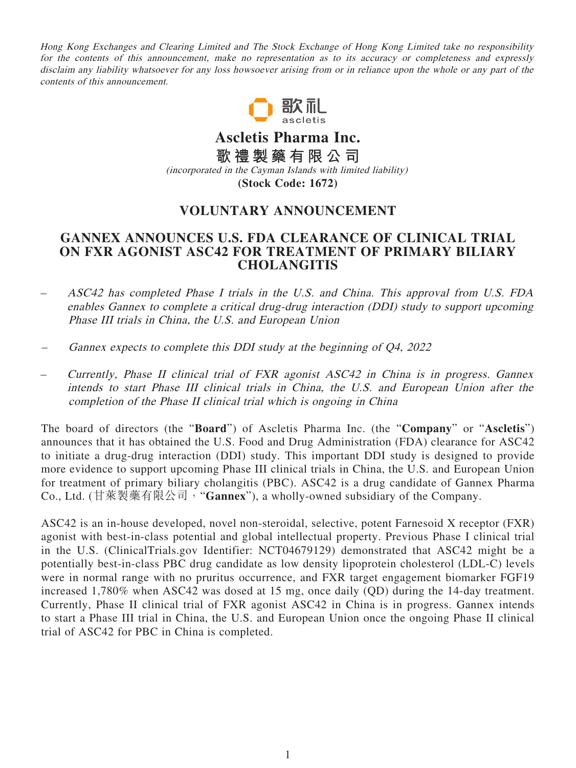*Hong Kong Exchanges and Clearing Limited and The Stock Exchange of Hong Kong Limited take no responsibility for the contents of this announcement, make no representation as to its accuracy or completeness and expressly disclaim any liability whatsoever for any loss howsoever arising from or in reliance upon the whole or any part of the contents of this announcement.*

歌礼
ascletis

# Ascletis Pharma Inc.
# 歌禮製藥有限公司

*(incorporated in the Cayman Islands with limited liability)*

**(Stock Code: 1672)**

## VOLUNTARY ANNOUNCEMENT

## GANNEX ANNOUNCES U.S. FDA CLEARANCE OF CLINICAL TRIAL ON FXR AGONIST ASC42 FOR TREATMENT OF PRIMARY BILIARY CHOLANGITIS

– *ASC42 has completed Phase I trials in the U.S. and China. This approval from U.S. FDA enables Gannex to complete a critical drug-drug interaction (DDI) study to support upcoming Phase III trials in China, the U.S. and European Union*

– *Gannex expects to complete this DDI study at the beginning of Q4, 2022*

– *Currently, Phase II clinical trial of FXR agonist ASC42 in China is in progress. Gannex intends to start Phase III clinical trials in China, the U.S. and European Union after the completion of the Phase II clinical trial which is ongoing in China*

The board of directors (the "**Board**") of Ascletis Pharma Inc. (the "**Company**" or "**Ascletis**") announces that it has obtained the U.S. Food and Drug Administration (FDA) clearance for ASC42 to initiate a drug-drug interaction (DDI) study. This important DDI study is designed to provide more evidence to support upcoming Phase III clinical trials in China, the U.S. and European Union for treatment of primary biliary cholangitis (PBC). ASC42 is a drug candidate of Gannex Pharma Co., Ltd. (甘萊製藥有限公司，"**Gannex**"), a wholly-owned subsidiary of the Company.

ASC42 is an in-house developed, novel non-steroidal, selective, potent Farnesoid X receptor (FXR) agonist with best-in-class potential and global intellectual property. Previous Phase I clinical trial in the U.S. (ClinicalTrials.gov Identifier: NCT04679129) demonstrated that ASC42 might be a potentially best-in-class PBC drug candidate as low density lipoprotein cholesterol (LDL-C) levels were in normal range with no pruritus occurrence, and FXR target engagement biomarker FGF19 increased 1,780% when ASC42 was dosed at 15 mg, once daily (QD) during the 14-day treatment. Currently, Phase II clinical trial of FXR agonist ASC42 in China is in progress. Gannex intends to start a Phase III trial in China, the U.S. and European Union once the ongoing Phase II clinical trial of ASC42 for PBC in China is completed.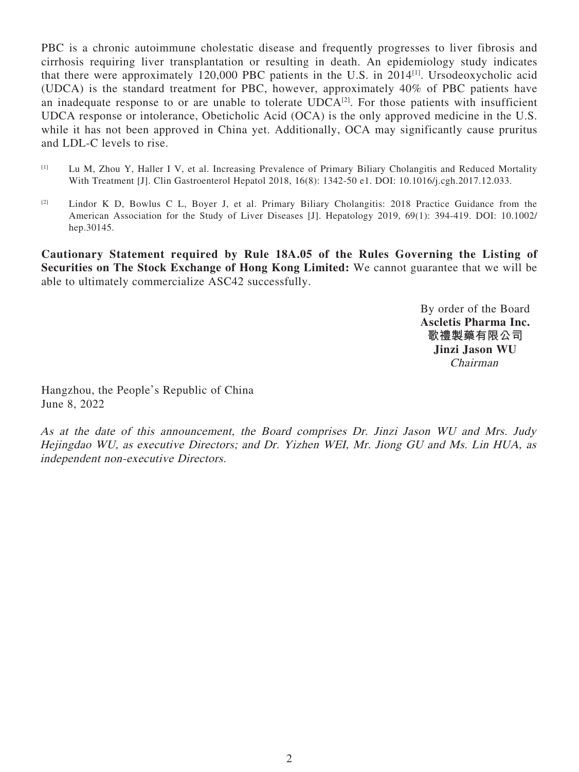PBC is a chronic autoimmune cholestatic disease and frequently progresses to liver fibrosis and cirrhosis requiring liver transplantation or resulting in death. An epidemiology study indicates that there were approximately 120,000 PBC patients in the U.S. in 2014[1]. Ursodeoxycholic acid (UDCA) is the standard treatment for PBC, however, approximately 40% of PBC patients have an inadequate response to or are unable to tolerate UDCA[2]. For those patients with insufficient UDCA response or intolerance, Obeticholic Acid (OCA) is the only approved medicine in the U.S. while it has not been approved in China yet. Additionally, OCA may significantly cause pruritus and LDL-C levels to rise.

[1] Lu M, Zhou Y, Haller I V, et al. Increasing Prevalence of Primary Biliary Cholangitis and Reduced Mortality With Treatment [J]. Clin Gastroenterol Hepatol 2018, 16(8): 1342-50 e1. DOI: 10.1016/j.cgh.2017.12.033.

[2] Lindor K D, Bowlus C L, Boyer J, et al. Primary Biliary Cholangitis: 2018 Practice Guidance from the American Association for the Study of Liver Diseases [J]. Hepatology 2019, 69(1): 394-419. DOI: 10.1002/hep.30145.

**Cautionary Statement required by Rule 18A.05 of the Rules Governing the Listing of Securities on The Stock Exchange of Hong Kong Limited:** We cannot guarantee that we will be able to ultimately commercialize ASC42 successfully.

By order of the Board
**Ascletis Pharma Inc.**
**歌禮製藥有限公司**
**Jinzi Jason WU**
*Chairman*

Hangzhou, the People's Republic of China
June 8, 2022

*As at the date of this announcement, the Board comprises Dr. Jinzi Jason WU and Mrs. Judy Hejingdao WU, as executive Directors; and Dr. Yizhen WEI, Mr. Jiong GU and Ms. Lin HUA, as independent non-executive Directors.*